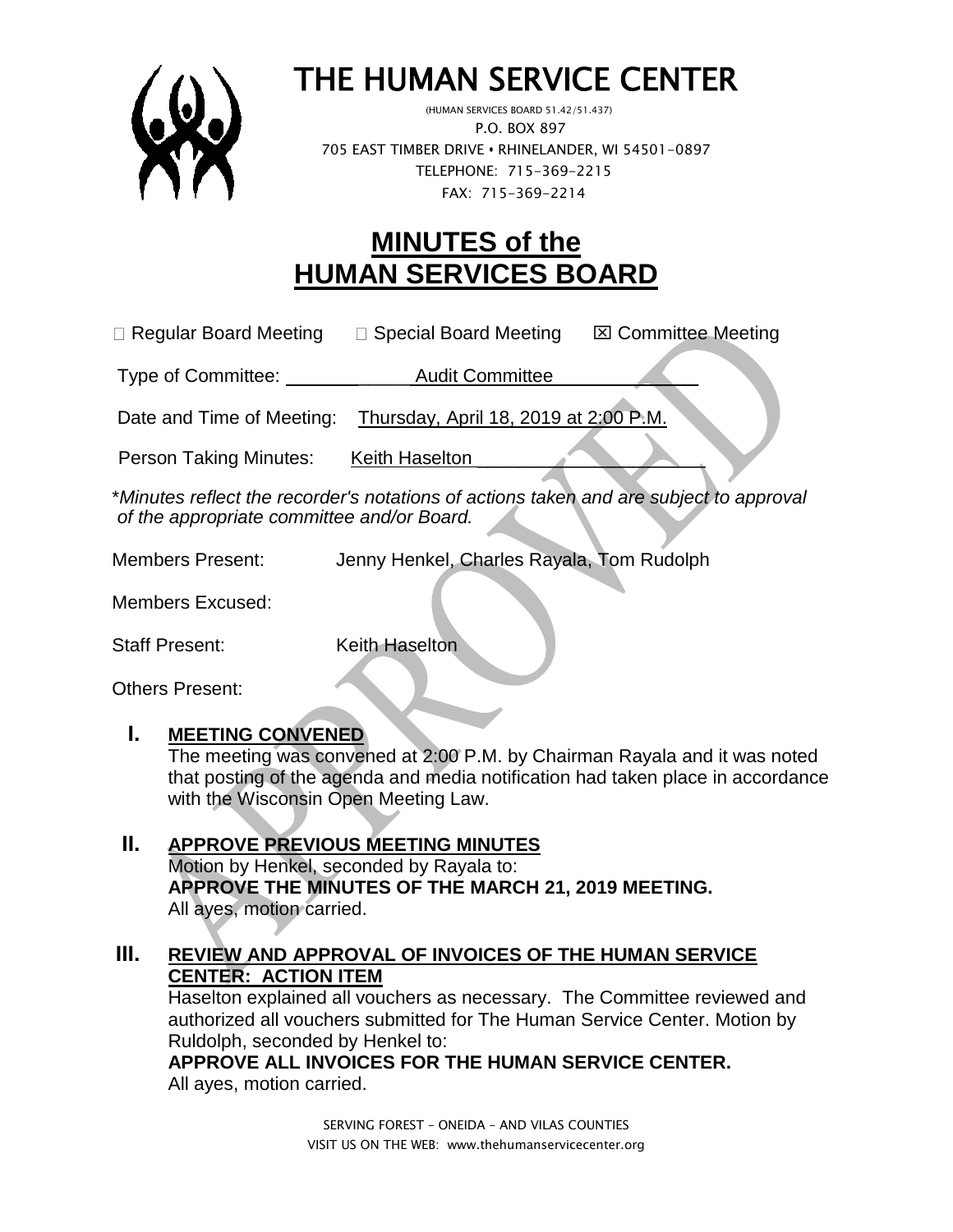# THE HUMAN SERVICE CENTER

(HUMAN SERVICES BOARD 51.42/51.437)
P.O. BOX 897
705 EAST TIMBER DRIVE • RHINELANDER, WI 54501-0897
TELEPHONE: 715-369-2215
FAX: 715-369-2214

## MINUTES of the HUMAN SERVICES BOARD

☐ Regular Board Meeting ☐ Special Board Meeting ☒ Committee Meeting

Type of Committee: Audit Committee

Date and Time of Meeting: Thursday, April 18, 2019 at 2:00 P.M.

Person Taking Minutes: Keith Haselton

*\*Minutes reflect the recorder's notations of actions taken and are subject to approval of the appropriate committee and/or Board.*

Members Present: Jenny Henkel, Charles Rayala, Tom Rudolph

Members Excused:

Staff Present: Keith Haselton

Others Present:

**I. MEETING CONVENED**

The meeting was convened at 2:00 P.M. by Chairman Rayala and it was noted that posting of the agenda and media notification had taken place in accordance with the Wisconsin Open Meeting Law.

**II. APPROVE PREVIOUS MEETING MINUTES**

Motion by Henkel, seconded by Rayala to:
**APPROVE THE MINUTES OF THE MARCH 21, 2019 MEETING.**
All ayes, motion carried.

**III. REVIEW AND APPROVAL OF INVOICES OF THE HUMAN SERVICE CENTER: ACTION ITEM**

Haselton explained all vouchers as necessary. The Committee reviewed and authorized all vouchers submitted for The Human Service Center. Motion by Ruldolph, seconded by Henkel to:
**APPROVE ALL INVOICES FOR THE HUMAN SERVICE CENTER.**
All ayes, motion carried.

SERVING FOREST – ONEIDA – AND VILAS COUNTIES
VISIT US ON THE WEB: www.thehumanservicecenter.org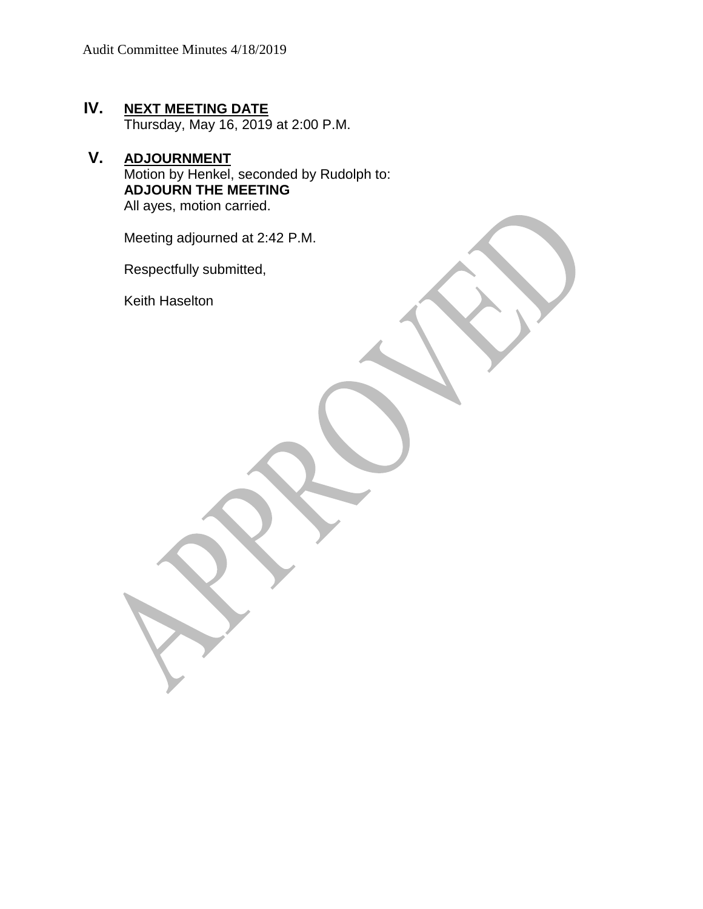## IV. NEXT MEETING DATE

Thursday, May 16, 2019 at 2:00 P.M.

## V. ADJOURNMENT

Motion by Henkel, seconded by Rudolph to:
**ADJOURN THE MEETING**
All ayes, motion carried.

Meeting adjourned at 2:42 P.M.

Respectfully submitted,

Keith Haselton

APPROVED